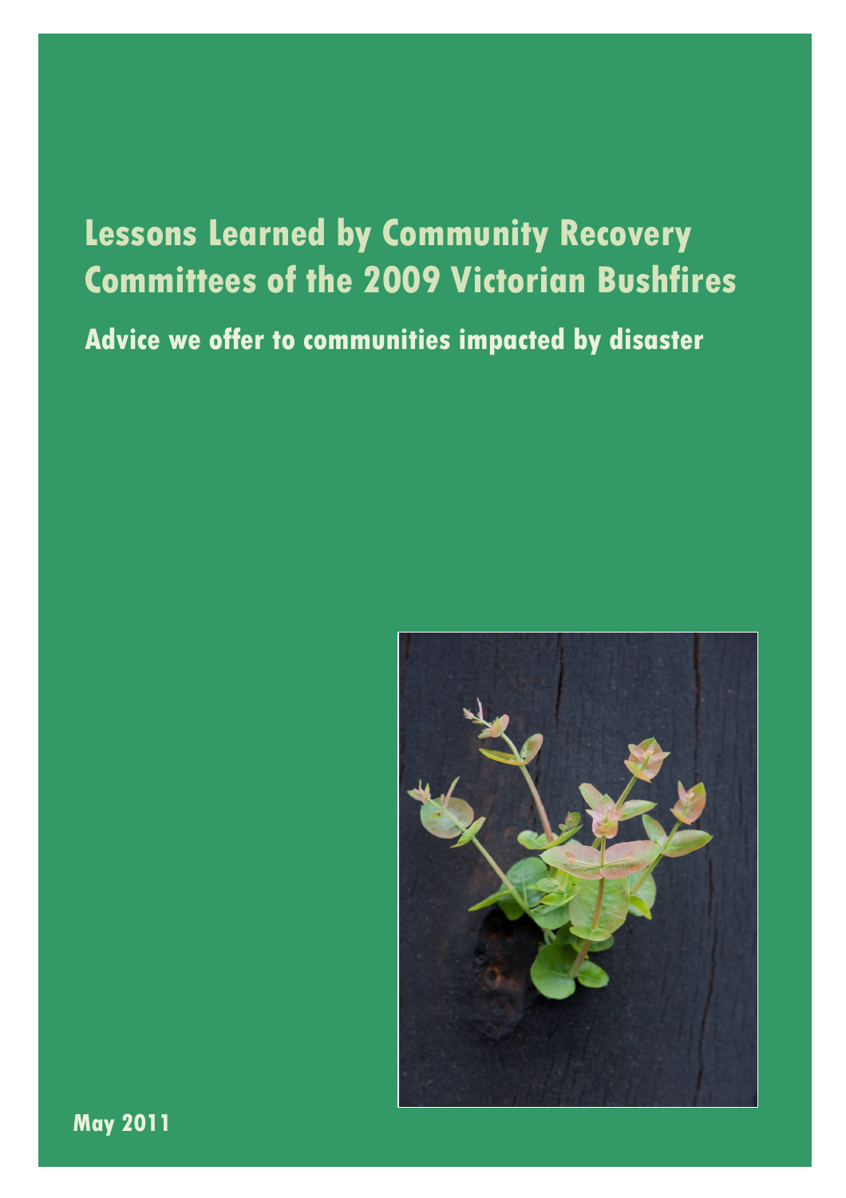# Lessons Learned by Community Recovery Committees of the 2009 Victorian Bushfires

## Advice we offer to communities impacted by disaster

**May 2011**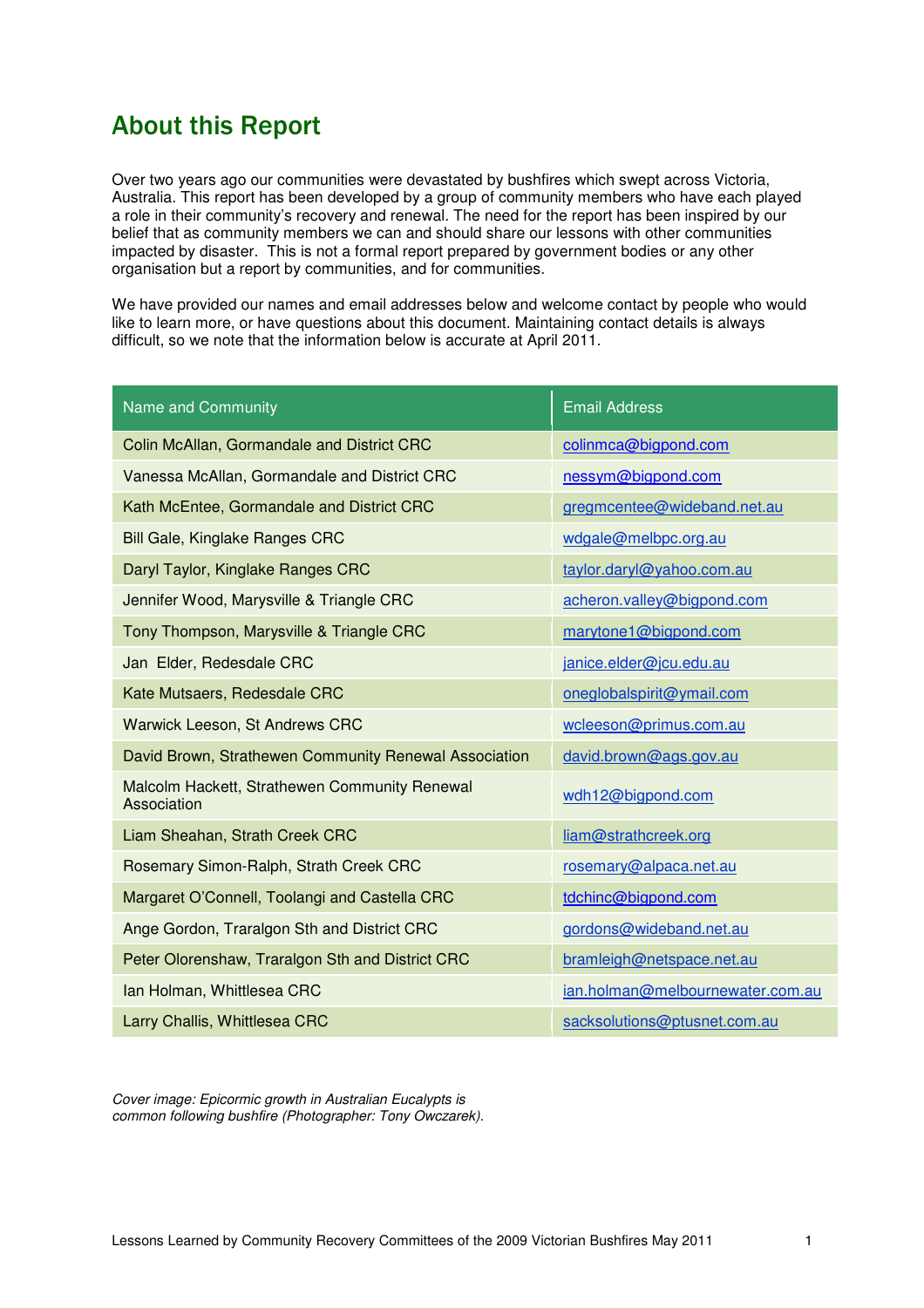# About this Report

Over two years ago our communities were devastated by bushfires which swept across Victoria, Australia. This report has been developed by a group of community members who have each played a role in their community's recovery and renewal. The need for the report has been inspired by our belief that as community members we can and should share our lessons with other communities impacted by disaster. This is not a formal report prepared by government bodies or any other organisation but a report by communities, and for communities.

We have provided our names and email addresses below and welcome contact by people who would like to learn more, or have questions about this document. Maintaining contact details is always difficult, so we note that the information below is accurate at April 2011.

| Name and Community | Email Address |
|---|---|
| Colin McAllan, Gormandale and District CRC | colinmca@bigpond.com |
| Vanessa McAllan, Gormandale and District CRC | nessym@bigpond.com |
| Kath McEntee, Gormandale and District CRC | gregmcentee@wideband.net.au |
| Bill Gale, Kinglake Ranges CRC | wdgale@melbpc.org.au |
| Daryl Taylor, Kinglake Ranges CRC | taylor.daryl@yahoo.com.au |
| Jennifer Wood, Marysville & Triangle CRC | acheron.valley@bigpond.com |
| Tony Thompson, Marysville & Triangle CRC | marytone1@bigpond.com |
| Jan Elder, Redesdale CRC | janice.elder@jcu.edu.au |
| Kate Mutsaers, Redesdale CRC | oneglobalspirit@ymail.com |
| Warwick Leeson, St Andrews CRC | wcleeson@primus.com.au |
| David Brown, Strathewen Community Renewal Association | david.brown@ags.gov.au |
| Malcolm Hackett, Strathewen Community Renewal Association | wdh12@bigpond.com |
| Liam Sheahan, Strath Creek CRC | liam@strathcreek.org |
| Rosemary Simon-Ralph, Strath Creek CRC | rosemary@alpaca.net.au |
| Margaret O'Connell, Toolangi and Castella CRC | tdchinc@bigpond.com |
| Ange Gordon, Traralgon Sth and District CRC | gordons@wideband.net.au |
| Peter Olorenshaw, Traralgon Sth and District CRC | bramleigh@netspace.net.au |
| Ian Holman, Whittlesea CRC | ian.holman@melbournewater.com.au |
| Larry Challis, Whittlesea CRC | sacksolutions@ptusnet.com.au |

*Cover image: Epicormic growth in Australian Eucalypts is common following bushfire (Photographer: Tony Owczarek).*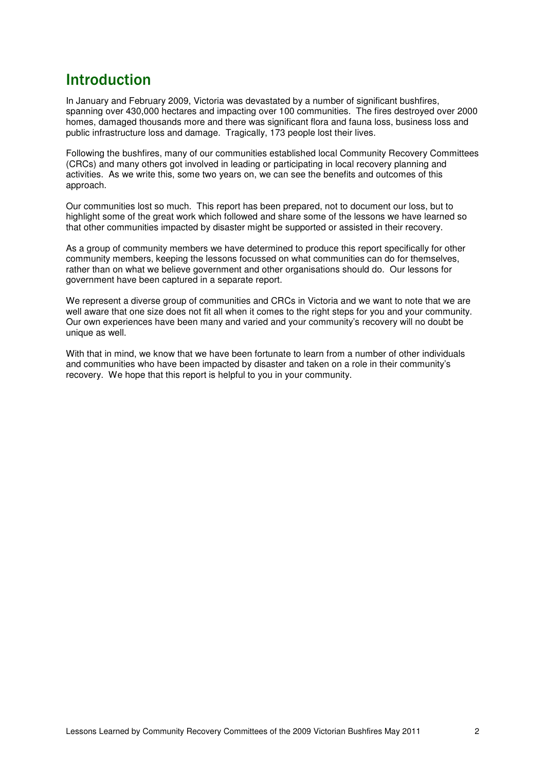# Introduction

In January and February 2009, Victoria was devastated by a number of significant bushfires, spanning over 430,000 hectares and impacting over 100 communities. The fires destroyed over 2000 homes, damaged thousands more and there was significant flora and fauna loss, business loss and public infrastructure loss and damage. Tragically, 173 people lost their lives.

Following the bushfires, many of our communities established local Community Recovery Committees (CRCs) and many others got involved in leading or participating in local recovery planning and activities. As we write this, some two years on, we can see the benefits and outcomes of this approach.

Our communities lost so much. This report has been prepared, not to document our loss, but to highlight some of the great work which followed and share some of the lessons we have learned so that other communities impacted by disaster might be supported or assisted in their recovery.

As a group of community members we have determined to produce this report specifically for other community members, keeping the lessons focussed on what communities can do for themselves, rather than on what we believe government and other organisations should do. Our lessons for government have been captured in a separate report.

We represent a diverse group of communities and CRCs in Victoria and we want to note that we are well aware that one size does not fit all when it comes to the right steps for you and your community. Our own experiences have been many and varied and your community's recovery will no doubt be unique as well.

With that in mind, we know that we have been fortunate to learn from a number of other individuals and communities who have been impacted by disaster and taken on a role in their community's recovery. We hope that this report is helpful to you in your community.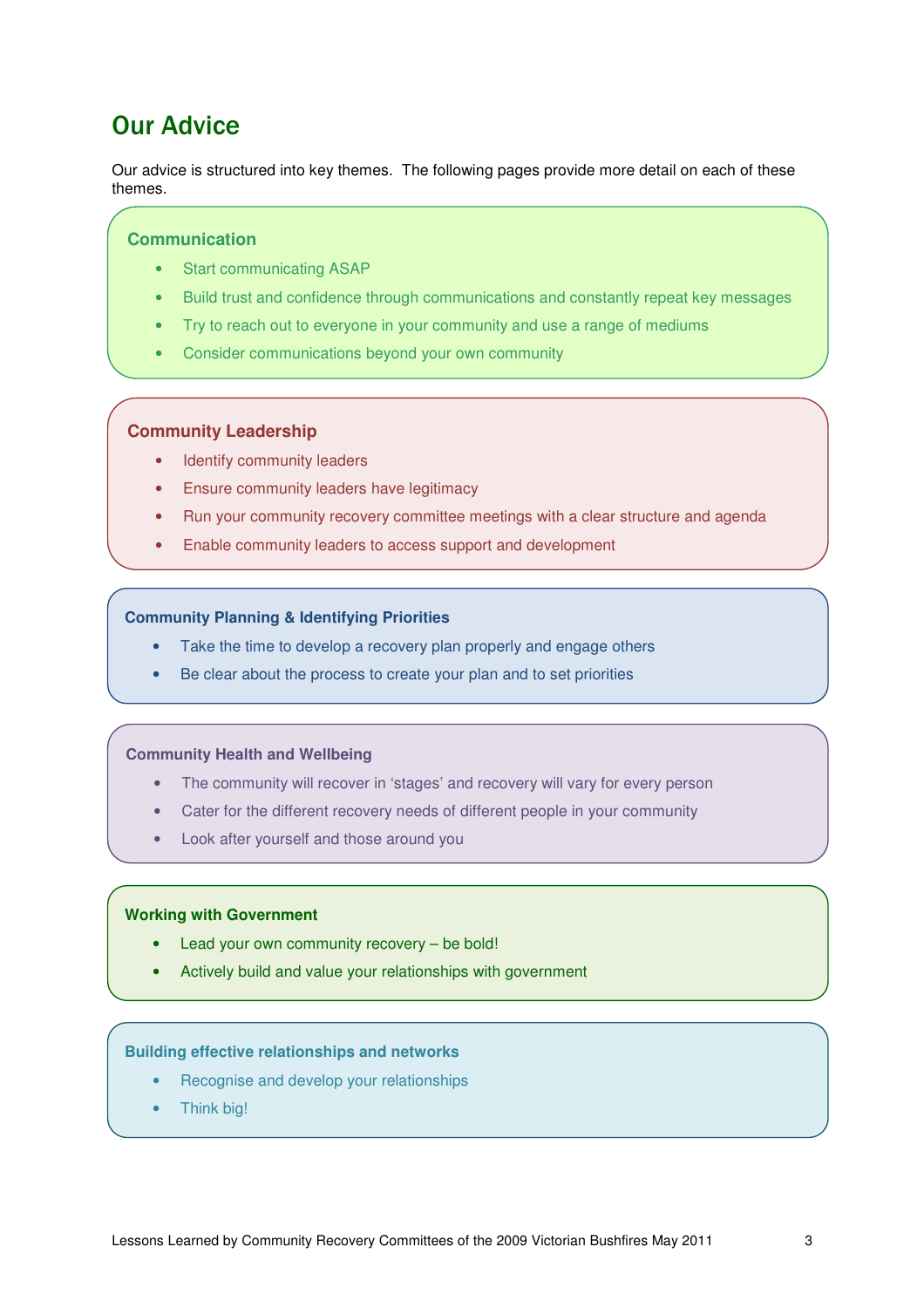# Our Advice

Our advice is structured into key themes. The following pages provide more detail on each of these themes.

### Communication

- Start communicating ASAP
- Build trust and confidence through communications and constantly repeat key messages
- Try to reach out to everyone in your community and use a range of mediums
- Consider communications beyond your own community

### Community Leadership

- Identify community leaders
- Ensure community leaders have legitimacy
- Run your community recovery committee meetings with a clear structure and agenda
- Enable community leaders to access support and development

### Community Planning & Identifying Priorities

- Take the time to develop a recovery plan properly and engage others
- Be clear about the process to create your plan and to set priorities

### Community Health and Wellbeing

- The community will recover in 'stages' and recovery will vary for every person
- Cater for the different recovery needs of different people in your community
- Look after yourself and those around you

### Working with Government

- Lead your own community recovery – be bold!
- Actively build and value your relationships with government

### Building effective relationships and networks

- Recognise and develop your relationships
- Think big!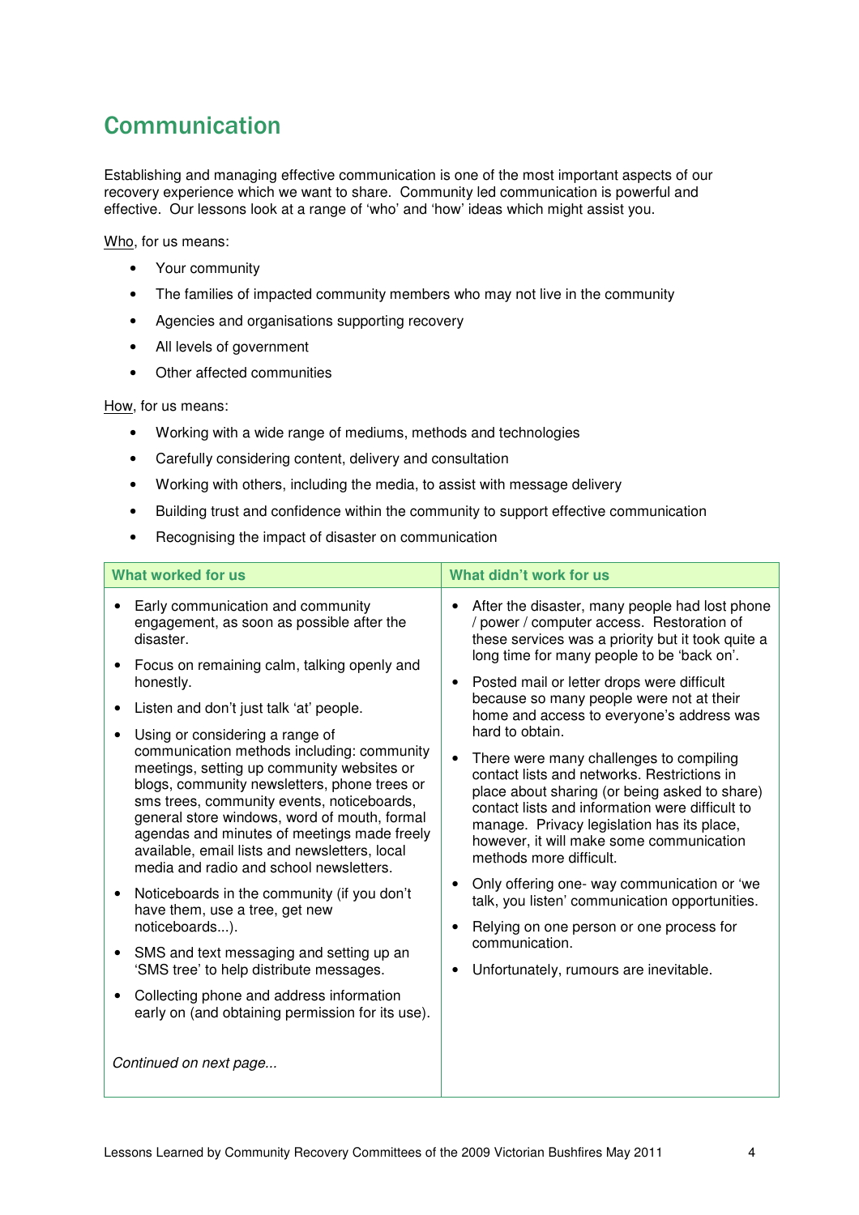## Communication

Establishing and managing effective communication is one of the most important aspects of our recovery experience which we want to share. Community led communication is powerful and effective. Our lessons look at a range of 'who' and 'how' ideas which might assist you.

Who, for us means:

- Your community
- The families of impacted community members who may not live in the community
- Agencies and organisations supporting recovery
- All levels of government
- Other affected communities

How, for us means:

- Working with a wide range of mediums, methods and technologies
- Carefully considering content, delivery and consultation
- Working with others, including the media, to assist with message delivery
- Building trust and confidence within the community to support effective communication
- Recognising the impact of disaster on communication

| What worked for us | What didn't work for us |
|---|---|
| • Early communication and community engagement, as soon as possible after the disaster.<br>• Focus on remaining calm, talking openly and honestly.<br>• Listen and don't just talk 'at' people.<br>• Using or considering a range of communication methods including: community meetings, setting up community websites or blogs, community newsletters, phone trees or sms trees, community events, noticeboards, general store windows, word of mouth, formal agendas and minutes of meetings made freely available, email lists and newsletters, local media and radio and school newsletters.<br>• Noticeboards in the community (if you don't have them, use a tree, get new noticeboards...).<br>• SMS and text messaging and setting up an 'SMS tree' to help distribute messages.<br>• Collecting phone and address information early on (and obtaining permission for its use).<br><br>*Continued on next page...* | • After the disaster, many people had lost phone / power / computer access. Restoration of these services was a priority but it took quite a long time for many people to be 'back on'.<br>• Posted mail or letter drops were difficult because so many people were not at their home and access to everyone's address was hard to obtain.<br>• There were many challenges to compiling contact lists and networks. Restrictions in place about sharing (or being asked to share) contact lists and information were difficult to manage. Privacy legislation has its place, however, it will make some communication methods more difficult.<br>• Only offering one- way communication or 'we talk, you listen' communication opportunities.<br>• Relying on one person or one process for communication.<br>• Unfortunately, rumours are inevitable. |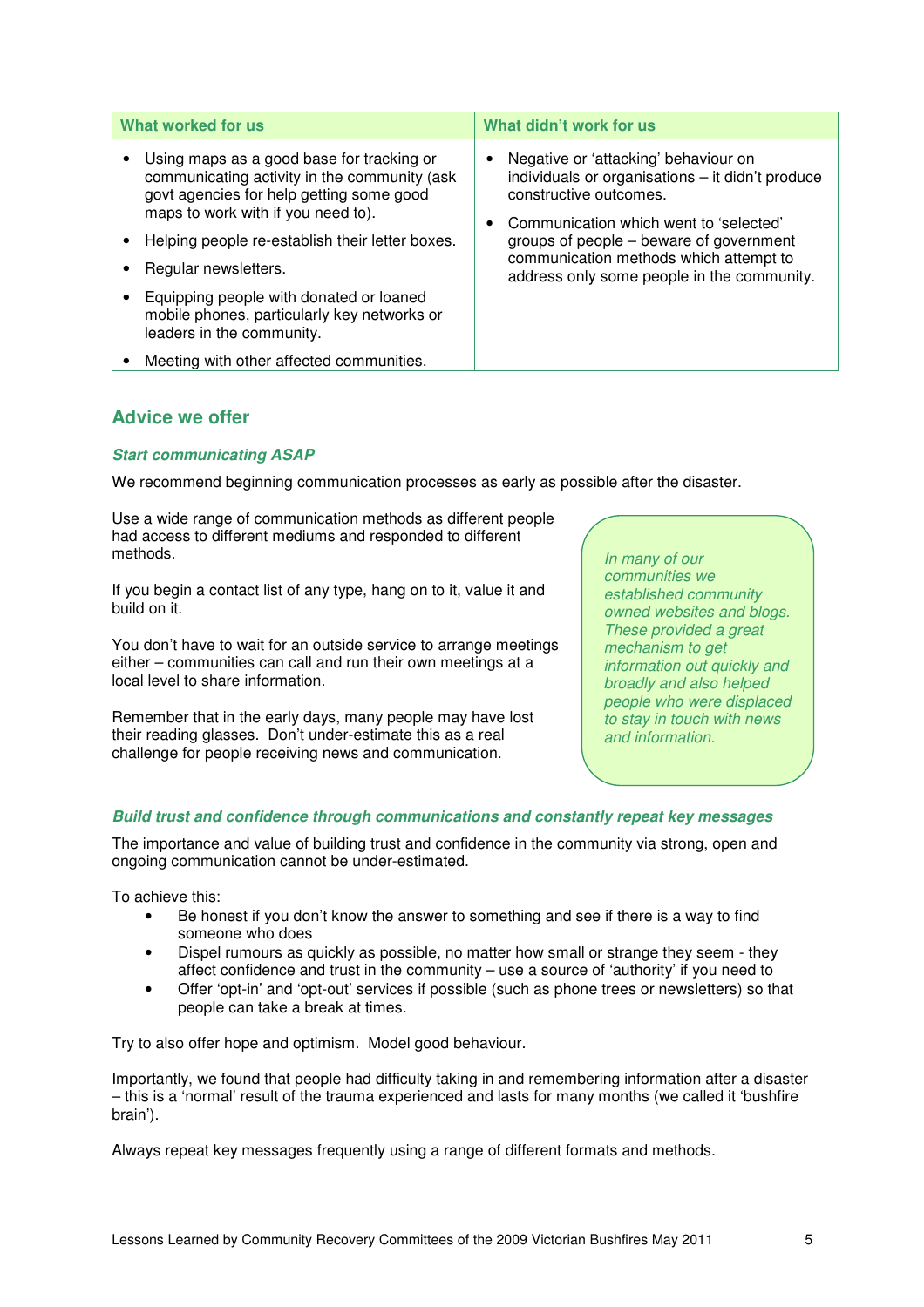| What worked for us | What didn't work for us |
|---|---|
| • Using maps as a good base for tracking or communicating activity in the community (ask govt agencies for help getting some good maps to work with if you need to).<br>• Helping people re-establish their letter boxes.<br>• Regular newsletters.<br>• Equipping people with donated or loaned mobile phones, particularly key networks or leaders in the community.<br>• Meeting with other affected communities. | • Negative or 'attacking' behaviour on individuals or organisations – it didn't produce constructive outcomes.<br>• Communication which went to 'selected' groups of people – beware of government communication methods which attempt to address only some people in the community. |

## Advice we offer

### *Start communicating ASAP*

We recommend beginning communication processes as early as possible after the disaster.

Use a wide range of communication methods as different people had access to different mediums and responded to different methods.

If you begin a contact list of any type, hang on to it, value it and build on it.

You don't have to wait for an outside service to arrange meetings either – communities can call and run their own meetings at a local level to share information.

Remember that in the early days, many people may have lost their reading glasses. Don't under-estimate this as a real challenge for people receiving news and communication.

*In many of our communities we established community owned websites and blogs. These provided a great mechanism to get information out quickly and broadly and also helped people who were displaced to stay in touch with news and information.*

### *Build trust and confidence through communications and constantly repeat key messages*

The importance and value of building trust and confidence in the community via strong, open and ongoing communication cannot be under-estimated.

To achieve this:

- Be honest if you don't know the answer to something and see if there is a way to find someone who does
- Dispel rumours as quickly as possible, no matter how small or strange they seem - they affect confidence and trust in the community – use a source of 'authority' if you need to
- Offer 'opt-in' and 'opt-out' services if possible (such as phone trees or newsletters) so that people can take a break at times.

Try to also offer hope and optimism. Model good behaviour.

Importantly, we found that people had difficulty taking in and remembering information after a disaster – this is a 'normal' result of the trauma experienced and lasts for many months (we called it 'bushfire brain').

Always repeat key messages frequently using a range of different formats and methods.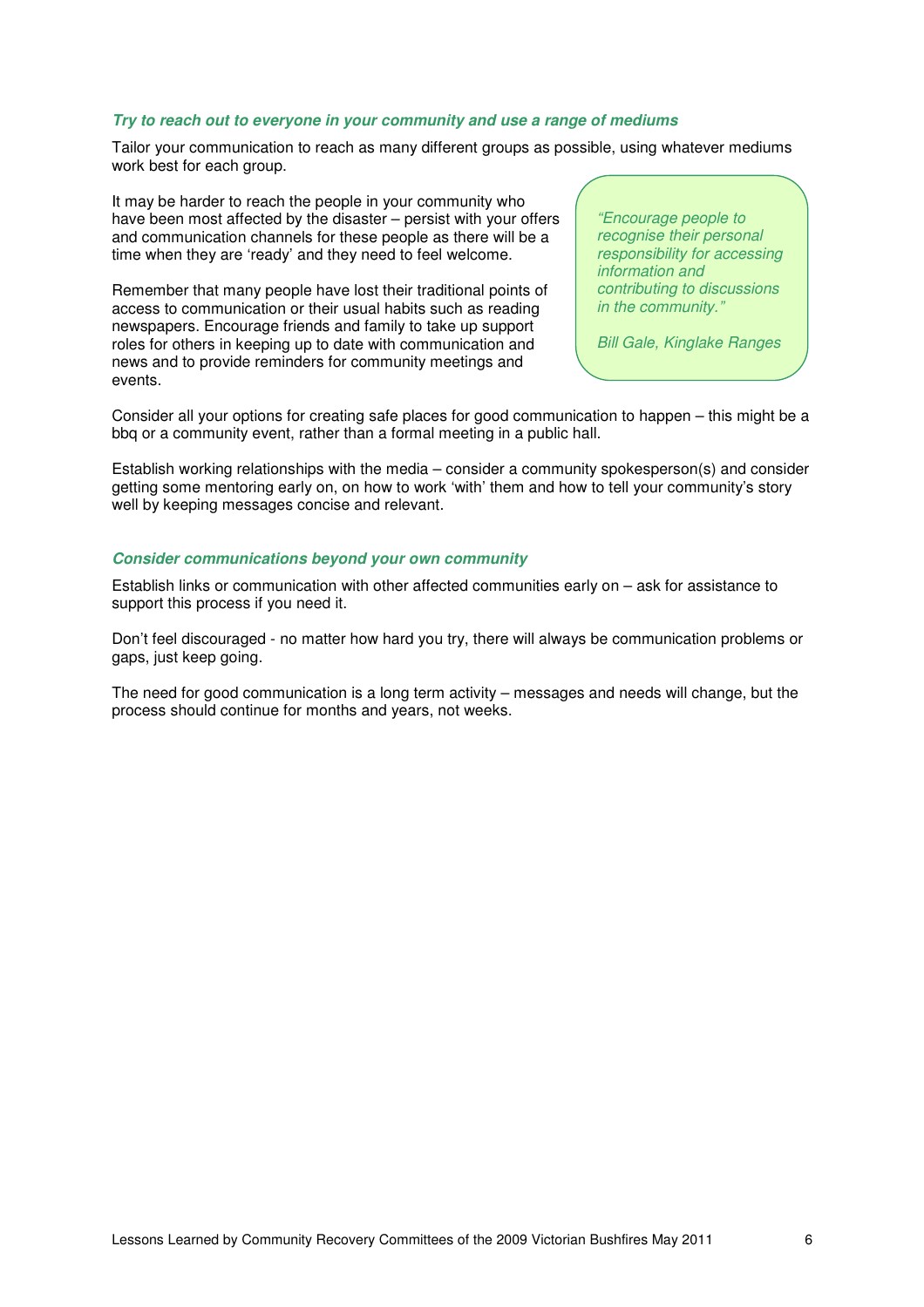### *Try to reach out to everyone in your community and use a range of mediums*

Tailor your communication to reach as many different groups as possible, using whatever mediums work best for each group.

It may be harder to reach the people in your community who have been most affected by the disaster – persist with your offers and communication channels for these people as there will be a time when they are 'ready' and they need to feel welcome.

Remember that many people have lost their traditional points of access to communication or their usual habits such as reading newspapers. Encourage friends and family to take up support roles for others in keeping up to date with communication and news and to provide reminders for community meetings and events.

> *"Encourage people to recognise their personal responsibility for accessing information and contributing to discussions in the community."*
>
> *Bill Gale, Kinglake Ranges*

Consider all your options for creating safe places for good communication to happen – this might be a bbq or a community event, rather than a formal meeting in a public hall.

Establish working relationships with the media – consider a community spokesperson(s) and consider getting some mentoring early on, on how to work 'with' them and how to tell your community's story well by keeping messages concise and relevant.

### *Consider communications beyond your own community*

Establish links or communication with other affected communities early on – ask for assistance to support this process if you need it.

Don't feel discouraged - no matter how hard you try, there will always be communication problems or gaps, just keep going.

The need for good communication is a long term activity – messages and needs will change, but the process should continue for months and years, not weeks.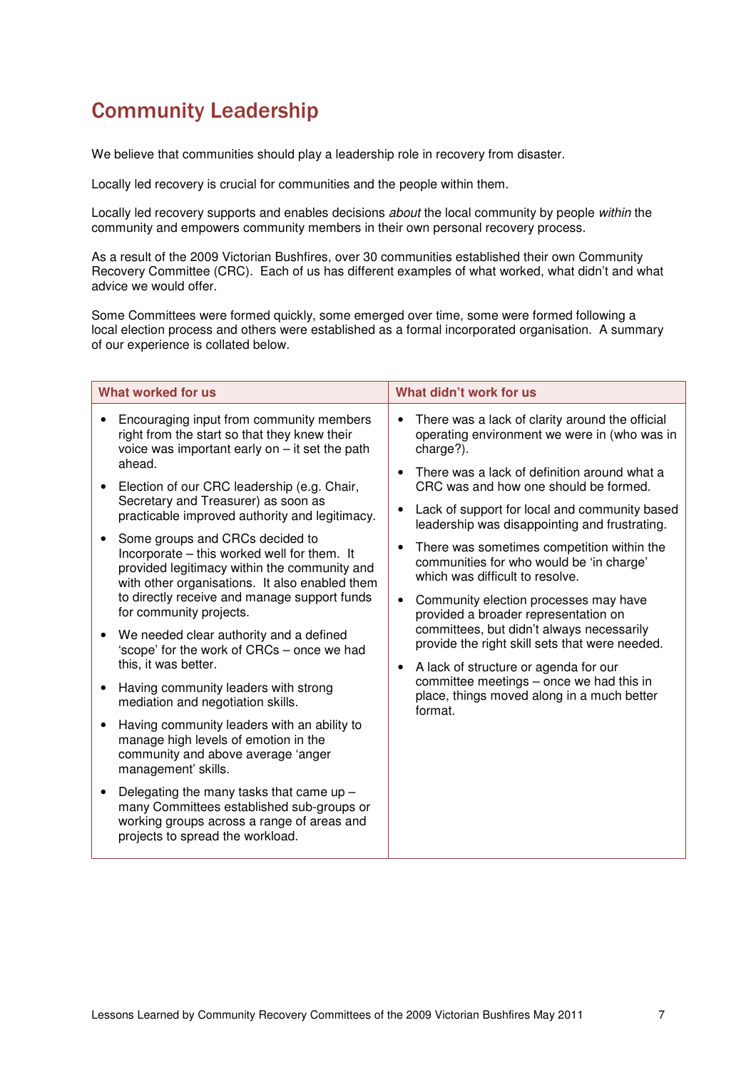# Community Leadership

We believe that communities should play a leadership role in recovery from disaster.

Locally led recovery is crucial for communities and the people within them.

Locally led recovery supports and enables decisions *about* the local community by people *within* the community and empowers community members in their own personal recovery process.

As a result of the 2009 Victorian Bushfires, over 30 communities established their own Community Recovery Committee (CRC). Each of us has different examples of what worked, what didn't and what advice we would offer.

Some Committees were formed quickly, some emerged over time, some were formed following a local election process and others were established as a formal incorporated organisation. A summary of our experience is collated below.

| What worked for us | What didn't work for us |
|---|---|
| • Encouraging input from community members right from the start so that they knew their voice was important early on – it set the path ahead.<br>• Election of our CRC leadership (e.g. Chair, Secretary and Treasurer) as soon as practicable improved authority and legitimacy.<br>• Some groups and CRCs decided to Incorporate – this worked well for them. It provided legitimacy within the community and with other organisations. It also enabled them to directly receive and manage support funds for community projects.<br>• We needed clear authority and a defined 'scope' for the work of CRCs – once we had this, it was better.<br>• Having community leaders with strong mediation and negotiation skills.<br>• Having community leaders with an ability to manage high levels of emotion in the community and above average 'anger management' skills.<br>• Delegating the many tasks that came up – many Committees established sub-groups or working groups across a range of areas and projects to spread the workload. | • There was a lack of clarity around the official operating environment we were in (who was in charge?).<br>• There was a lack of definition around what a CRC was and how one should be formed.<br>• Lack of support for local and community based leadership was disappointing and frustrating.<br>• There was sometimes competition within the communities for who would be 'in charge' which was difficult to resolve.<br>• Community election processes may have provided a broader representation on committees, but didn't always necessarily provide the right skill sets that were needed.<br>• A lack of structure or agenda for our committee meetings – once we had this in place, things moved along in a much better format. |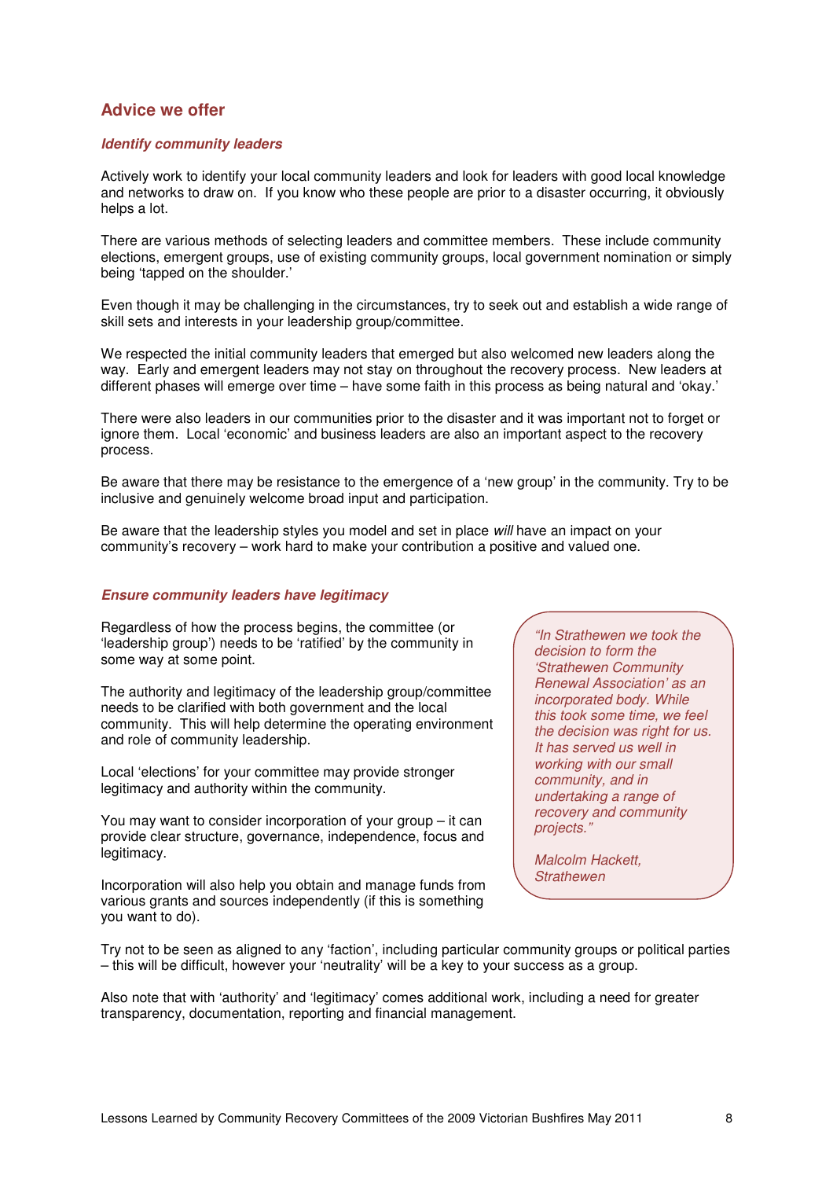## Advice we offer

### *Identify community leaders*

Actively work to identify your local community leaders and look for leaders with good local knowledge and networks to draw on. If you know who these people are prior to a disaster occurring, it obviously helps a lot.

There are various methods of selecting leaders and committee members. These include community elections, emergent groups, use of existing community groups, local government nomination or simply being 'tapped on the shoulder.'

Even though it may be challenging in the circumstances, try to seek out and establish a wide range of skill sets and interests in your leadership group/committee.

We respected the initial community leaders that emerged but also welcomed new leaders along the way. Early and emergent leaders may not stay on throughout the recovery process. New leaders at different phases will emerge over time – have some faith in this process as being natural and 'okay.'

There were also leaders in our communities prior to the disaster and it was important not to forget or ignore them. Local 'economic' and business leaders are also an important aspect to the recovery process.

Be aware that there may be resistance to the emergence of a 'new group' in the community. Try to be inclusive and genuinely welcome broad input and participation.

Be aware that the leadership styles you model and set in place *will* have an impact on your community's recovery – work hard to make your contribution a positive and valued one.

### *Ensure community leaders have legitimacy*

Regardless of how the process begins, the committee (or 'leadership group') needs to be 'ratified' by the community in some way at some point.

The authority and legitimacy of the leadership group/committee needs to be clarified with both government and the local community. This will help determine the operating environment and role of community leadership.

Local 'elections' for your committee may provide stronger legitimacy and authority within the community.

You may want to consider incorporation of your group – it can provide clear structure, governance, independence, focus and legitimacy.

Incorporation will also help you obtain and manage funds from various grants and sources independently (if this is something you want to do).

> *"In Strathewen we took the decision to form the 'Strathewen Community Renewal Association' as an incorporated body. While this took some time, we feel the decision was right for us. It has served us well in working with our small community, and in undertaking a range of recovery and community projects."*
>
> *Malcolm Hackett, Strathewen*

Try not to be seen as aligned to any 'faction', including particular community groups or political parties – this will be difficult, however your 'neutrality' will be a key to your success as a group.

Also note that with 'authority' and 'legitimacy' comes additional work, including a need for greater transparency, documentation, reporting and financial management.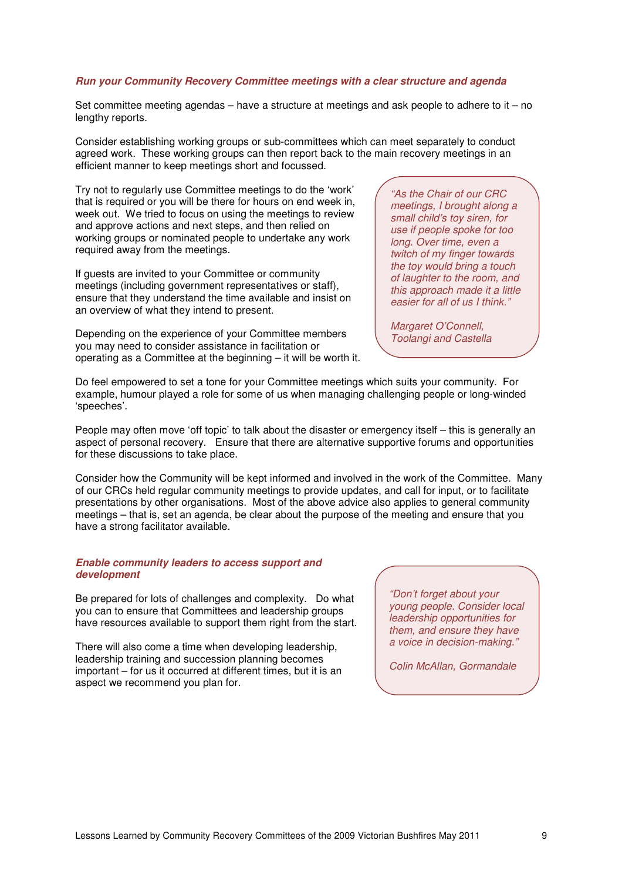### *Run your Community Recovery Committee meetings with a clear structure and agenda*

Set committee meeting agendas – have a structure at meetings and ask people to adhere to it – no lengthy reports.

Consider establishing working groups or sub-committees which can meet separately to conduct agreed work. These working groups can then report back to the main recovery meetings in an efficient manner to keep meetings short and focussed.

Try not to regularly use Committee meetings to do the 'work' that is required or you will be there for hours on end week in, week out. We tried to focus on using the meetings to review and approve actions and next steps, and then relied on working groups or nominated people to undertake any work required away from the meetings.

If guests are invited to your Committee or community meetings (including government representatives or staff), ensure that they understand the time available and insist on an overview of what they intend to present.

Depending on the experience of your Committee members you may need to consider assistance in facilitation or operating as a Committee at the beginning – it will be worth it.

> *"As the Chair of our CRC meetings, I brought along a small child's toy siren, for use if people spoke for too long. Over time, even a twitch of my finger towards the toy would bring a touch of laughter to the room, and this approach made it a little easier for all of us I think."*
>
> *Margaret O'Connell, Toolangi and Castella*

Do feel empowered to set a tone for your Committee meetings which suits your community. For example, humour played a role for some of us when managing challenging people or long-winded 'speeches'.

People may often move 'off topic' to talk about the disaster or emergency itself – this is generally an aspect of personal recovery. Ensure that there are alternative supportive forums and opportunities for these discussions to take place.

Consider how the Community will be kept informed and involved in the work of the Committee. Many of our CRCs held regular community meetings to provide updates, and call for input, or to facilitate presentations by other organisations. Most of the above advice also applies to general community meetings – that is, set an agenda, be clear about the purpose of the meeting and ensure that you have a strong facilitator available.

### *Enable community leaders to access support and development*

Be prepared for lots of challenges and complexity. Do what you can to ensure that Committees and leadership groups have resources available to support them right from the start.

There will also come a time when developing leadership, leadership training and succession planning becomes important – for us it occurred at different times, but it is an aspect we recommend you plan for.

> *"Don't forget about your young people. Consider local leadership opportunities for them, and ensure they have a voice in decision-making."*
>
> *Colin McAllan, Gormandale*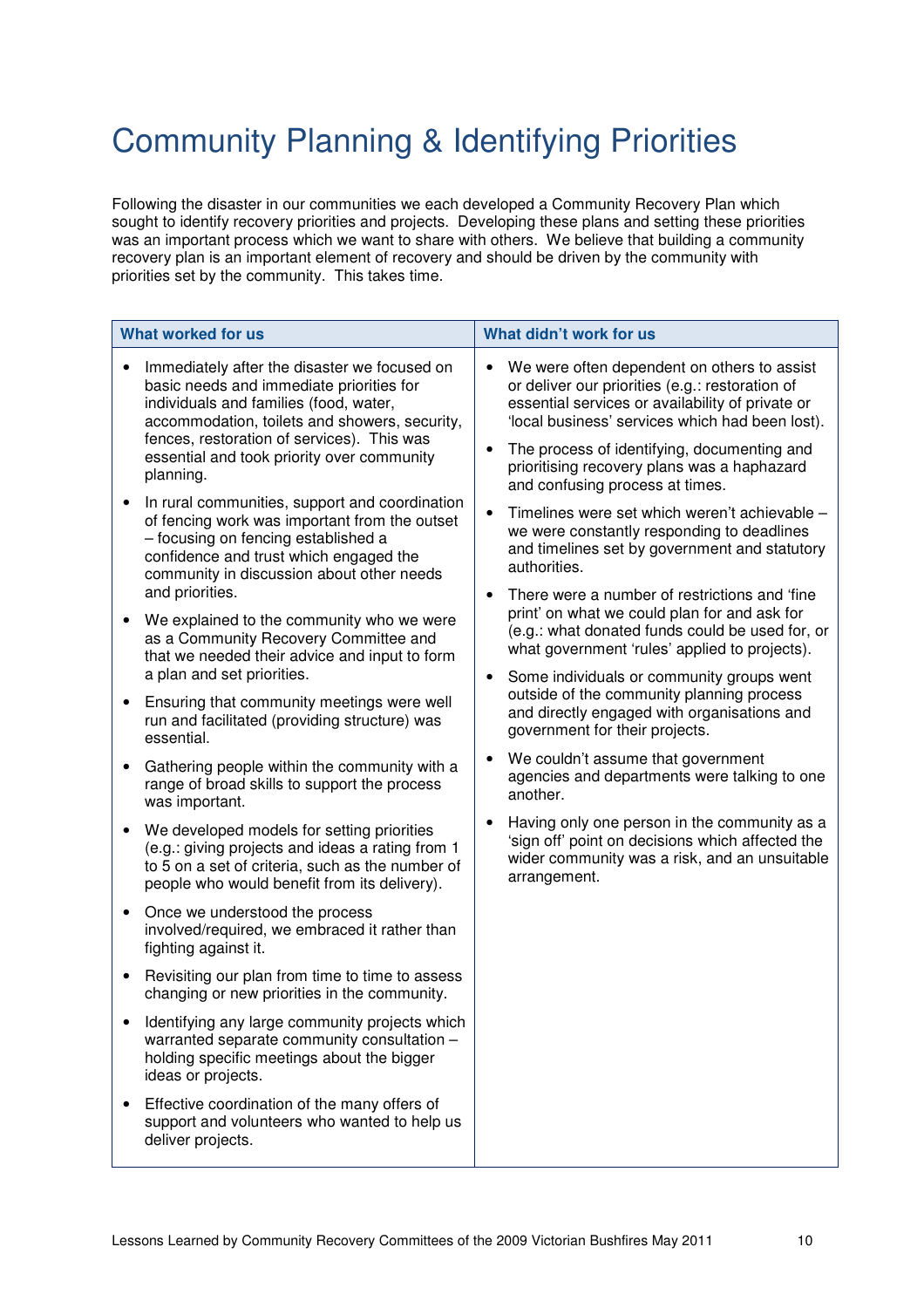# Community Planning & Identifying Priorities

Following the disaster in our communities we each developed a Community Recovery Plan which sought to identify recovery priorities and projects. Developing these plans and setting these priorities was an important process which we want to share with others. We believe that building a community recovery plan is an important element of recovery and should be driven by the community with priorities set by the community. This takes time.

| What worked for us | What didn't work for us |
|---|---|
| • Immediately after the disaster we focused on basic needs and immediate priorities for individuals and families (food, water, accommodation, toilets and showers, security, fences, restoration of services). This was essential and took priority over community planning.<br>• In rural communities, support and coordination of fencing work was important from the outset – focusing on fencing established a confidence and trust which engaged the community in discussion about other needs and priorities.<br>• We explained to the community who we were as a Community Recovery Committee and that we needed their advice and input to form a plan and set priorities.<br>• Ensuring that community meetings were well run and facilitated (providing structure) was essential.<br>• Gathering people within the community with a range of broad skills to support the process was important.<br>• We developed models for setting priorities (e.g.: giving projects and ideas a rating from 1 to 5 on a set of criteria, such as the number of people who would benefit from its delivery).<br>• Once we understood the process involved/required, we embraced it rather than fighting against it.<br>• Revisiting our plan from time to time to assess changing or new priorities in the community.<br>• Identifying any large community projects which warranted separate community consultation – holding specific meetings about the bigger ideas or projects.<br>• Effective coordination of the many offers of support and volunteers who wanted to help us deliver projects. | • We were often dependent on others to assist or deliver our priorities (e.g.: restoration of essential services or availability of private or 'local business' services which had been lost).<br>• The process of identifying, documenting and prioritising recovery plans was a haphazard and confusing process at times.<br>• Timelines were set which weren't achievable – we were constantly responding to deadlines and timelines set by government and statutory authorities.<br>• There were a number of restrictions and 'fine print' on what we could plan for and ask for (e.g.: what donated funds could be used for, or what government 'rules' applied to projects).<br>• Some individuals or community groups went outside of the community planning process and directly engaged with organisations and government for their projects.<br>• We couldn't assume that government agencies and departments were talking to one another.<br>• Having only one person in the community as a 'sign off' point on decisions which affected the wider community was a risk, and an unsuitable arrangement. |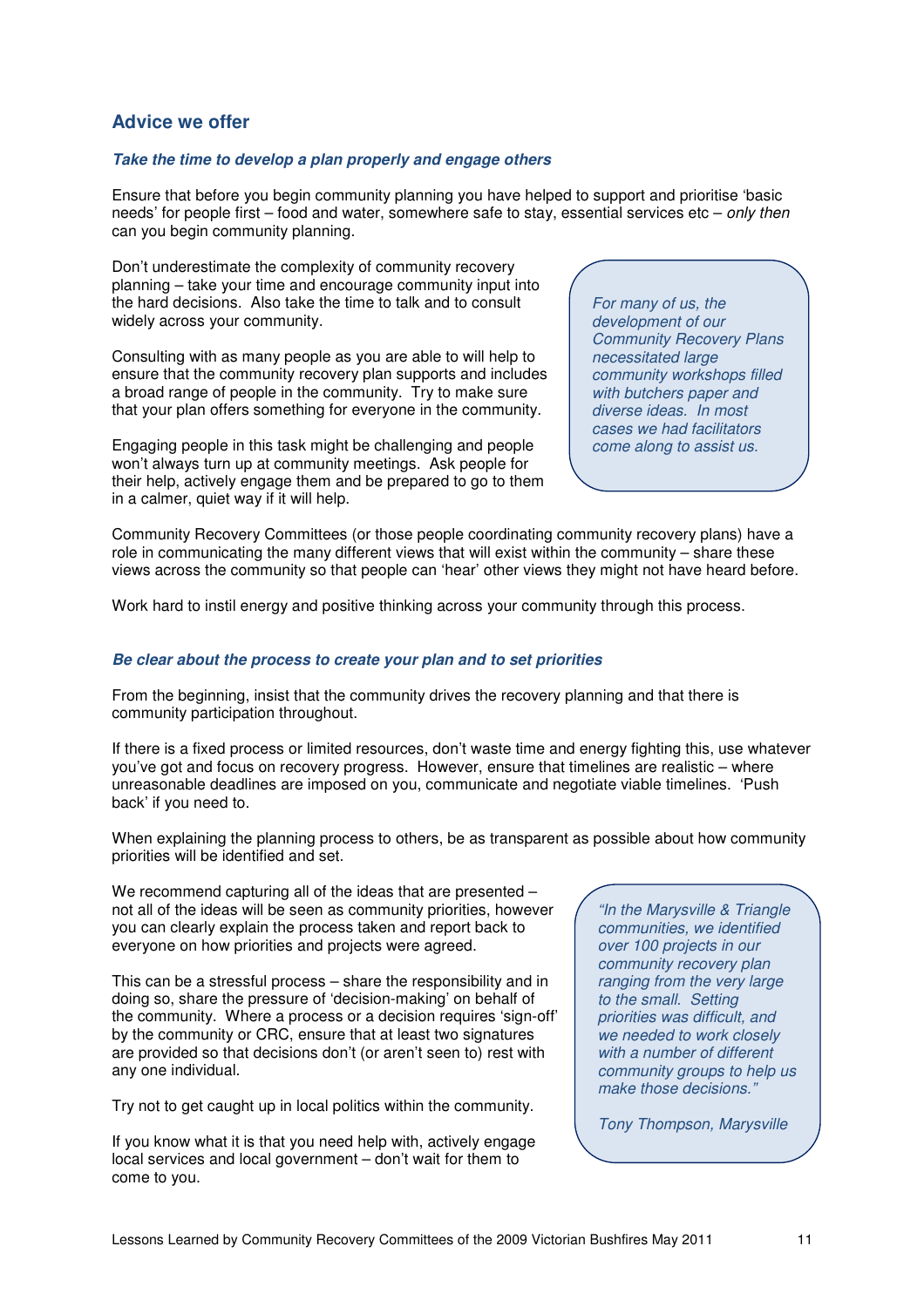## Advice we offer

### *Take the time to develop a plan properly and engage others*

Ensure that before you begin community planning you have helped to support and prioritise 'basic needs' for people first – food and water, somewhere safe to stay, essential services etc – *only then* can you begin community planning.

Don't underestimate the complexity of community recovery planning – take your time and encourage community input into the hard decisions. Also take the time to talk and to consult widely across your community.

Consulting with as many people as you are able to will help to ensure that the community recovery plan supports and includes a broad range of people in the community. Try to make sure that your plan offers something for everyone in the community.

Engaging people in this task might be challenging and people won't always turn up at community meetings. Ask people for their help, actively engage them and be prepared to go to them in a calmer, quiet way if it will help.

> *For many of us, the development of our Community Recovery Plans necessitated large community workshops filled with butchers paper and diverse ideas. In most cases we had facilitators come along to assist us.*

Community Recovery Committees (or those people coordinating community recovery plans) have a role in communicating the many different views that will exist within the community – share these views across the community so that people can 'hear' other views they might not have heard before.

Work hard to instil energy and positive thinking across your community through this process.

### *Be clear about the process to create your plan and to set priorities*

From the beginning, insist that the community drives the recovery planning and that there is community participation throughout.

If there is a fixed process or limited resources, don't waste time and energy fighting this, use whatever you've got and focus on recovery progress. However, ensure that timelines are realistic – where unreasonable deadlines are imposed on you, communicate and negotiate viable timelines. 'Push back' if you need to.

When explaining the planning process to others, be as transparent as possible about how community priorities will be identified and set.

We recommend capturing all of the ideas that are presented – not all of the ideas will be seen as community priorities, however you can clearly explain the process taken and report back to everyone on how priorities and projects were agreed.

This can be a stressful process – share the responsibility and in doing so, share the pressure of 'decision-making' on behalf of the community. Where a process or a decision requires 'sign-off' by the community or CRC, ensure that at least two signatures are provided so that decisions don't (or aren't seen to) rest with any one individual.

Try not to get caught up in local politics within the community.

If you know what it is that you need help with, actively engage local services and local government – don't wait for them to come to you.

> *"In the Marysville & Triangle communities, we identified over 100 projects in our community recovery plan ranging from the very large to the small. Setting priorities was difficult, and we needed to work closely with a number of different community groups to help us make those decisions."*
>
> *Tony Thompson, Marysville*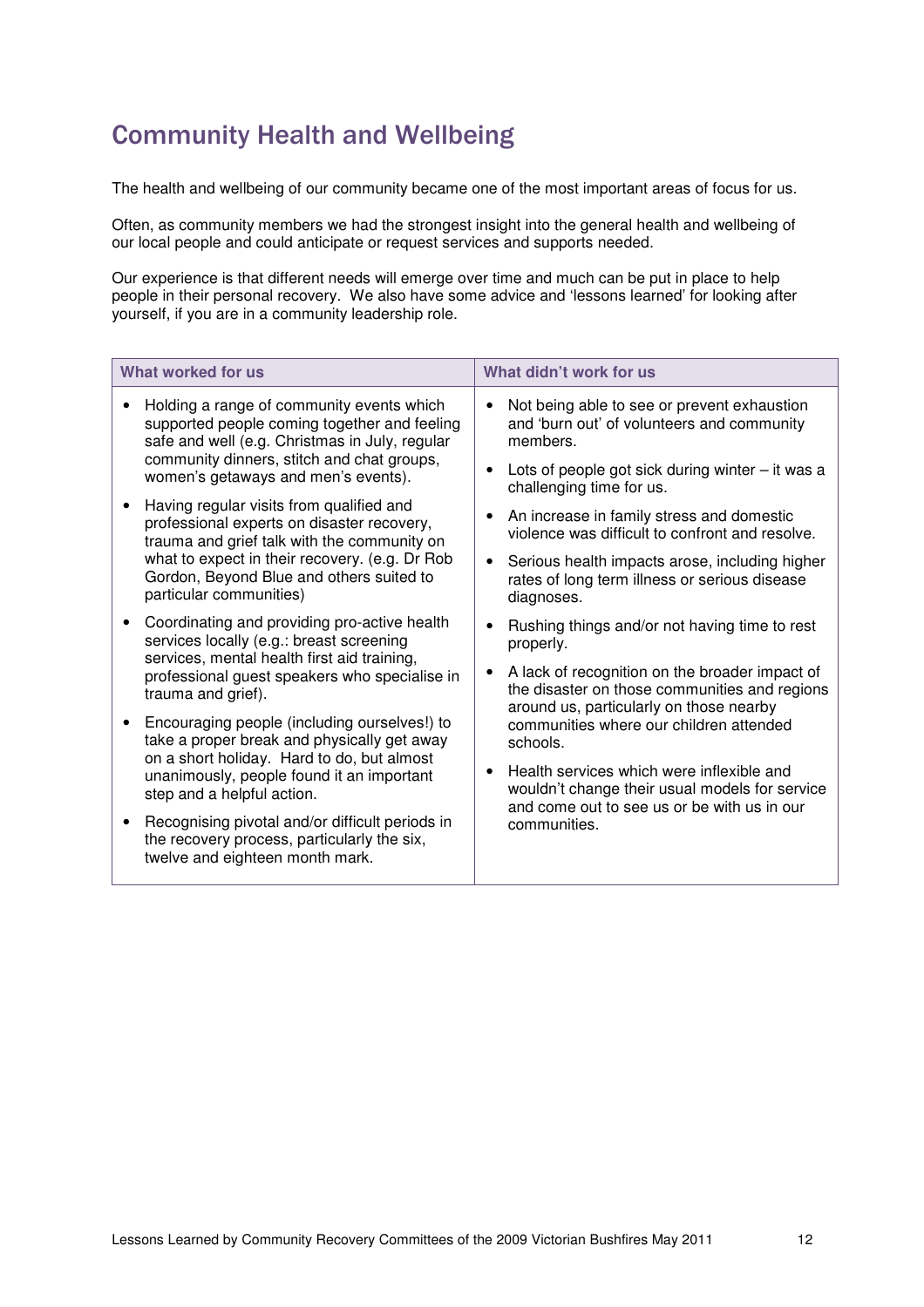## Community Health and Wellbeing

The health and wellbeing of our community became one of the most important areas of focus for us.

Often, as community members we had the strongest insight into the general health and wellbeing of our local people and could anticipate or request services and supports needed.

Our experience is that different needs will emerge over time and much can be put in place to help people in their personal recovery. We also have some advice and 'lessons learned' for looking after yourself, if you are in a community leadership role.

| What worked for us | What didn't work for us |
|---|---|
| • Holding a range of community events which supported people coming together and feeling safe and well (e.g. Christmas in July, regular community dinners, stitch and chat groups, women's getaways and men's events).<br>• Having regular visits from qualified and professional experts on disaster recovery, trauma and grief talk with the community on what to expect in their recovery. (e.g. Dr Rob Gordon, Beyond Blue and others suited to particular communities)<br>• Coordinating and providing pro-active health services locally (e.g.: breast screening services, mental health first aid training, professional guest speakers who specialise in trauma and grief).<br>• Encouraging people (including ourselves!) to take a proper break and physically get away on a short holiday. Hard to do, but almost unanimously, people found it an important step and a helpful action.<br>• Recognising pivotal and/or difficult periods in the recovery process, particularly the six, twelve and eighteen month mark. | • Not being able to see or prevent exhaustion and 'burn out' of volunteers and community members.<br>• Lots of people got sick during winter – it was a challenging time for us.<br>• An increase in family stress and domestic violence was difficult to confront and resolve.<br>• Serious health impacts arose, including higher rates of long term illness or serious disease diagnoses.<br>• Rushing things and/or not having time to rest properly.<br>• A lack of recognition on the broader impact of the disaster on those communities and regions around us, particularly on those nearby communities where our children attended schools.<br>• Health services which were inflexible and wouldn't change their usual models for service and come out to see us or be with us in our communities. |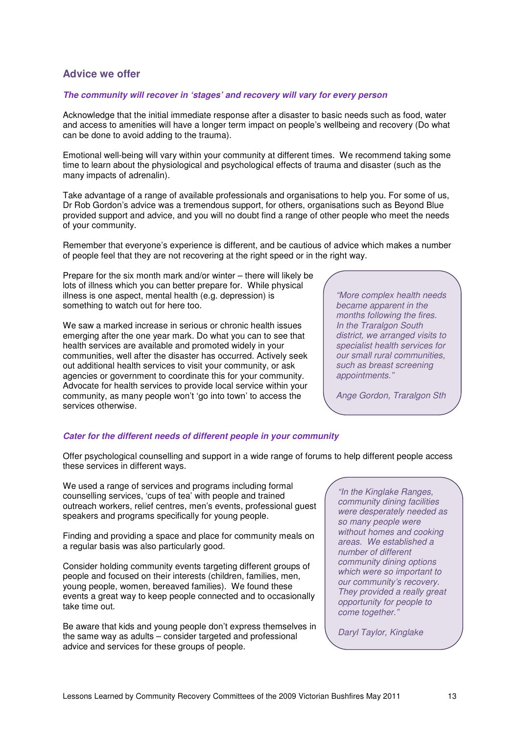## Advice we offer

***The community will recover in 'stages' and recovery will vary for every person***

Acknowledge that the initial immediate response after a disaster to basic needs such as food, water and access to amenities will have a longer term impact on people's wellbeing and recovery (Do what can be done to avoid adding to the trauma).

Emotional well-being will vary within your community at different times. We recommend taking some time to learn about the physiological and psychological effects of trauma and disaster (such as the many impacts of adrenalin).

Take advantage of a range of available professionals and organisations to help you. For some of us, Dr Rob Gordon's advice was a tremendous support, for others, organisations such as Beyond Blue provided support and advice, and you will no doubt find a range of other people who meet the needs of your community.

Remember that everyone's experience is different, and be cautious of advice which makes a number of people feel that they are not recovering at the right speed or in the right way.

Prepare for the six month mark and/or winter – there will likely be lots of illness which you can better prepare for. While physical illness is one aspect, mental health (e.g. depression) is something to watch out for here too.

We saw a marked increase in serious or chronic health issues emerging after the one year mark. Do what you can to see that health services are available and promoted widely in your communities, well after the disaster has occurred. Actively seek out additional health services to visit your community, or ask agencies or government to coordinate this for your community. Advocate for health services to provide local service within your community, as many people won't 'go into town' to access the services otherwise.

> *"More complex health needs became apparent in the months following the fires. In the Traralgon South district, we arranged visits to specialist health services for our small rural communities, such as breast screening appointments."*
>
> *Ange Gordon, Traralgon Sth*

***Cater for the different needs of different people in your community***

Offer psychological counselling and support in a wide range of forums to help different people access these services in different ways.

We used a range of services and programs including formal counselling services, 'cups of tea' with people and trained outreach workers, relief centres, men's events, professional guest speakers and programs specifically for young people.

Finding and providing a space and place for community meals on a regular basis was also particularly good.

Consider holding community events targeting different groups of people and focused on their interests (children, families, men, young people, women, bereaved families). We found these events a great way to keep people connected and to occasionally take time out.

Be aware that kids and young people don't express themselves in the same way as adults – consider targeted and professional advice and services for these groups of people.

> *"In the Kinglake Ranges, community dining facilities were desperately needed as so many people were without homes and cooking areas. We established a number of different community dining options which were so important to our community's recovery. They provided a really great opportunity for people to come together."*
>
> *Daryl Taylor, Kinglake*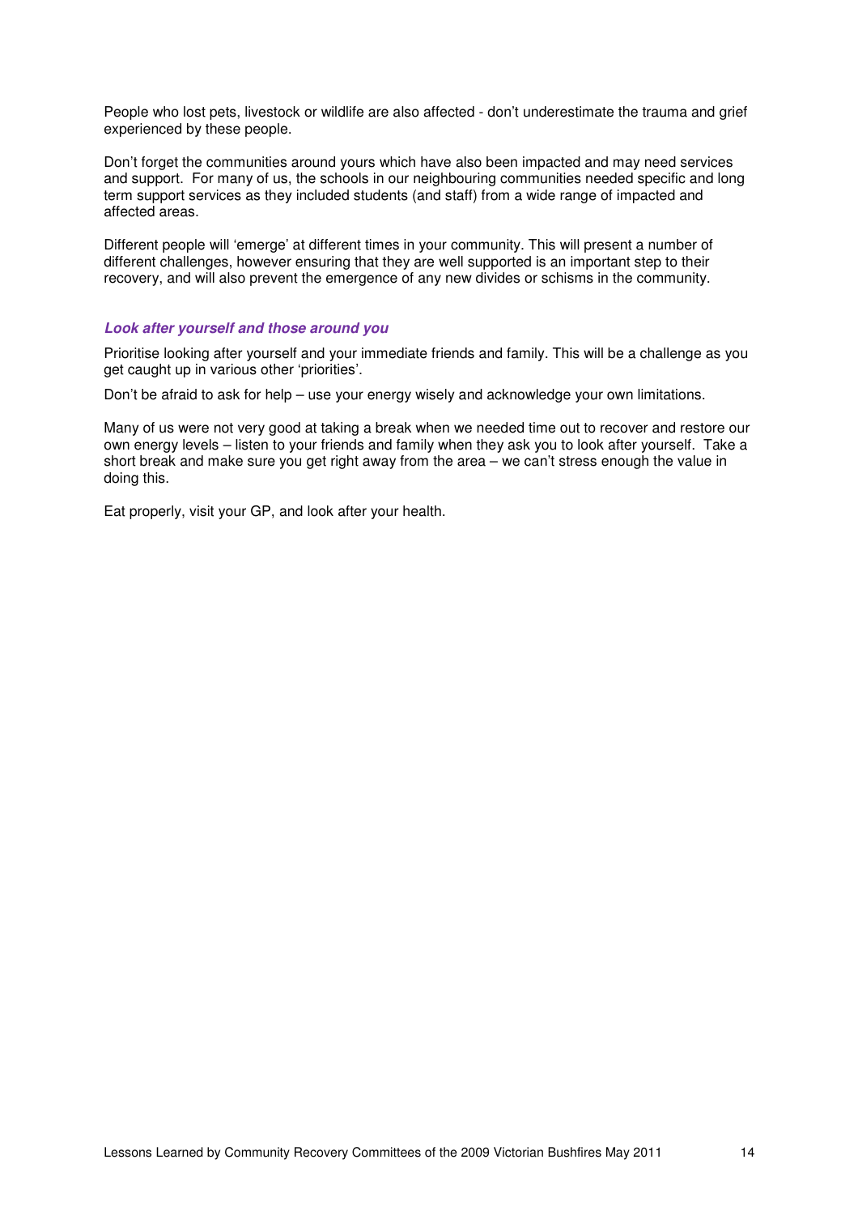People who lost pets, livestock or wildlife are also affected - don't underestimate the trauma and grief experienced by these people.

Don't forget the communities around yours which have also been impacted and may need services and support. For many of us, the schools in our neighbouring communities needed specific and long term support services as they included students (and staff) from a wide range of impacted and affected areas.

Different people will 'emerge' at different times in your community. This will present a number of different challenges, however ensuring that they are well supported is an important step to their recovery, and will also prevent the emergence of any new divides or schisms in the community.

### ***Look after yourself and those around you***

Prioritise looking after yourself and your immediate friends and family. This will be a challenge as you get caught up in various other 'priorities'.

Don't be afraid to ask for help – use your energy wisely and acknowledge your own limitations.

Many of us were not very good at taking a break when we needed time out to recover and restore our own energy levels – listen to your friends and family when they ask you to look after yourself. Take a short break and make sure you get right away from the area – we can't stress enough the value in doing this.

Eat properly, visit your GP, and look after your health.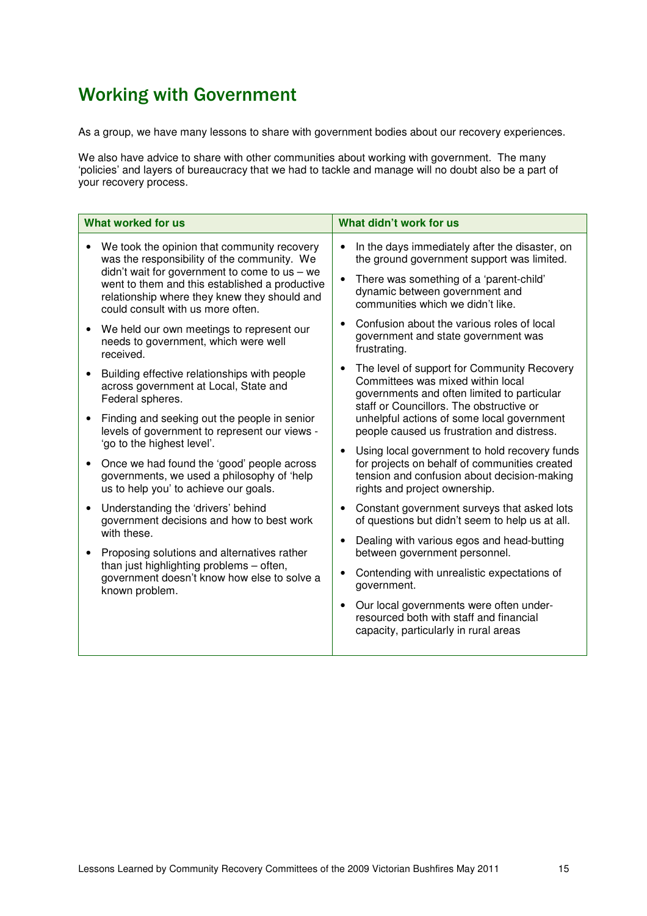## Working with Government

As a group, we have many lessons to share with government bodies about our recovery experiences.

We also have advice to share with other communities about working with government. The many 'policies' and layers of bureaucracy that we had to tackle and manage will no doubt also be a part of your recovery process.

| What worked for us | What didn't work for us |
|---|---|
| • We took the opinion that community recovery was the responsibility of the community. We didn't wait for government to come to us – we went to them and this established a productive relationship where they knew they should and could consult with us more often.<br>• We held our own meetings to represent our needs to government, which were well received.<br>• Building effective relationships with people across government at Local, State and Federal spheres.<br>• Finding and seeking out the people in senior levels of government to represent our views - 'go to the highest level'.<br>• Once we had found the 'good' people across governments, we used a philosophy of 'help us to help you' to achieve our goals.<br>• Understanding the 'drivers' behind government decisions and how to best work with these.<br>• Proposing solutions and alternatives rather than just highlighting problems – often, government doesn't know how else to solve a known problem. | • In the days immediately after the disaster, on the ground government support was limited.<br>• There was something of a 'parent-child' dynamic between government and communities which we didn't like.<br>• Confusion about the various roles of local government and state government was frustrating.<br>• The level of support for Community Recovery Committees was mixed within local governments and often limited to particular staff or Councillors. The obstructive or unhelpful actions of some local government people caused us frustration and distress.<br>• Using local government to hold recovery funds for projects on behalf of communities created tension and confusion about decision-making rights and project ownership.<br>• Constant government surveys that asked lots of questions but didn't seem to help us at all.<br>• Dealing with various egos and head-butting between government personnel.<br>• Contending with unrealistic expectations of government.<br>• Our local governments were often under-resourced both with staff and financial capacity, particularly in rural areas |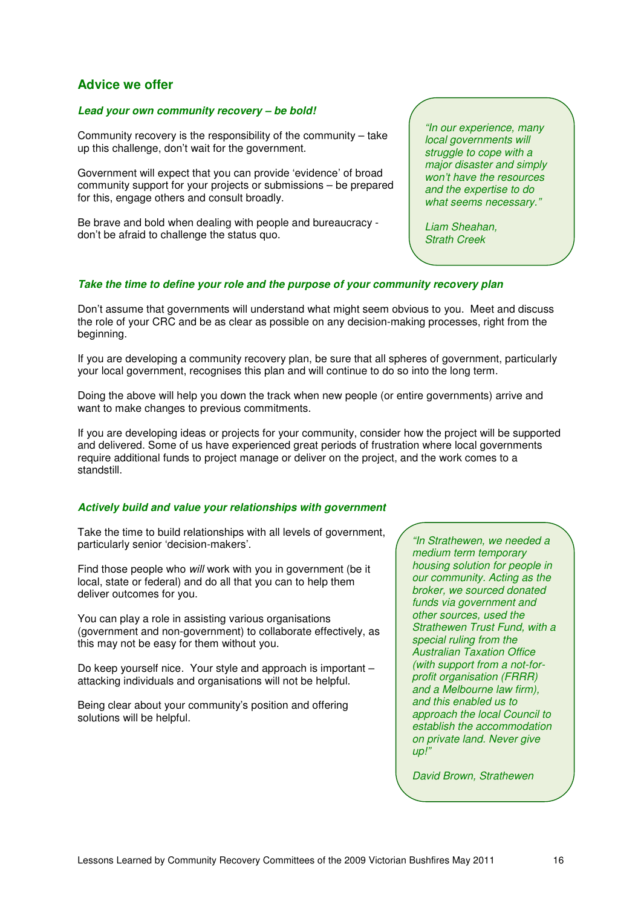## Advice we offer

***Lead your own community recovery – be bold!***

Community recovery is the responsibility of the community – take up this challenge, don't wait for the government.

Government will expect that you can provide 'evidence' of broad community support for your projects or submissions – be prepared for this, engage others and consult broadly.

Be brave and bold when dealing with people and bureaucracy - don't be afraid to challenge the status quo.

> *"In our experience, many local governments will struggle to cope with a major disaster and simply won't have the resources and the expertise to do what seems necessary."*
>
> *Liam Sheahan, Strath Creek*

***Take the time to define your role and the purpose of your community recovery plan***

Don't assume that governments will understand what might seem obvious to you. Meet and discuss the role of your CRC and be as clear as possible on any decision-making processes, right from the beginning.

If you are developing a community recovery plan, be sure that all spheres of government, particularly your local government, recognises this plan and will continue to do so into the long term.

Doing the above will help you down the track when new people (or entire governments) arrive and want to make changes to previous commitments.

If you are developing ideas or projects for your community, consider how the project will be supported and delivered. Some of us have experienced great periods of frustration where local governments require additional funds to project manage or deliver on the project, and the work comes to a standstill.

***Actively build and value your relationships with government***

Take the time to build relationships with all levels of government, particularly senior 'decision-makers'.

Find those people who *will* work with you in government (be it local, state or federal) and do all that you can to help them deliver outcomes for you.

You can play a role in assisting various organisations (government and non-government) to collaborate effectively, as this may not be easy for them without you.

Do keep yourself nice. Your style and approach is important – attacking individuals and organisations will not be helpful.

Being clear about your community's position and offering solutions will be helpful.

> *"In Strathewen, we needed a medium term temporary housing solution for people in our community. Acting as the broker, we sourced donated funds via government and other sources, used the Strathewen Trust Fund, with a special ruling from the Australian Taxation Office (with support from a not-for-profit organisation (FRRR) and a Melbourne law firm), and this enabled us to approach the local Council to establish the accommodation on private land. Never give up!"*
>
> *David Brown, Strathewen*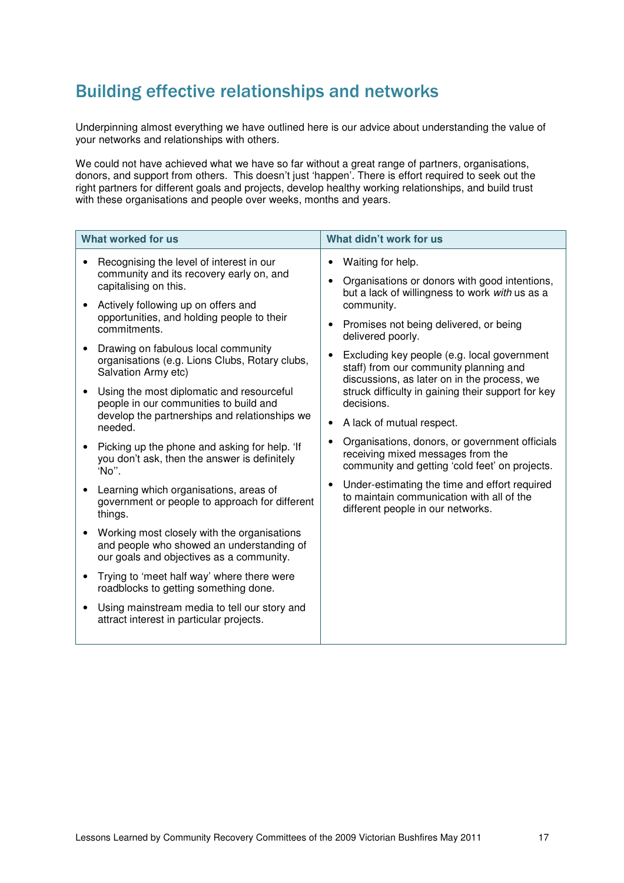## Building effective relationships and networks

Underpinning almost everything we have outlined here is our advice about understanding the value of your networks and relationships with others.

We could not have achieved what we have so far without a great range of partners, organisations, donors, and support from others. This doesn't just 'happen'. There is effort required to seek out the right partners for different goals and projects, develop healthy working relationships, and build trust with these organisations and people over weeks, months and years.

| What worked for us | What didn't work for us |
|---|---|
| • Recognising the level of interest in our community and its recovery early on, and capitalising on this.<br>• Actively following up on offers and opportunities, and holding people to their commitments.<br>• Drawing on fabulous local community organisations (e.g. Lions Clubs, Rotary clubs, Salvation Army etc)<br>• Using the most diplomatic and resourceful people in our communities to build and develop the partnerships and relationships we needed.<br>• Picking up the phone and asking for help. 'If you don't ask, then the answer is definitely 'No''.<br>• Learning which organisations, areas of government or people to approach for different things.<br>• Working most closely with the organisations and people who showed an understanding of our goals and objectives as a community.<br>• Trying to 'meet half way' where there were roadblocks to getting something done.<br>• Using mainstream media to tell our story and attract interest in particular projects. | • Waiting for help.<br>• Organisations or donors with good intentions, but a lack of willingness to work *with* us as a community.<br>• Promises not being delivered, or being delivered poorly.<br>• Excluding key people (e.g. local government staff) from our community planning and discussions, as later on in the process, we struck difficulty in gaining their support for key decisions.<br>• A lack of mutual respect.<br>• Organisations, donors, or government officials receiving mixed messages from the community and getting 'cold feet' on projects.<br>• Under-estimating the time and effort required to maintain communication with all of the different people in our networks. |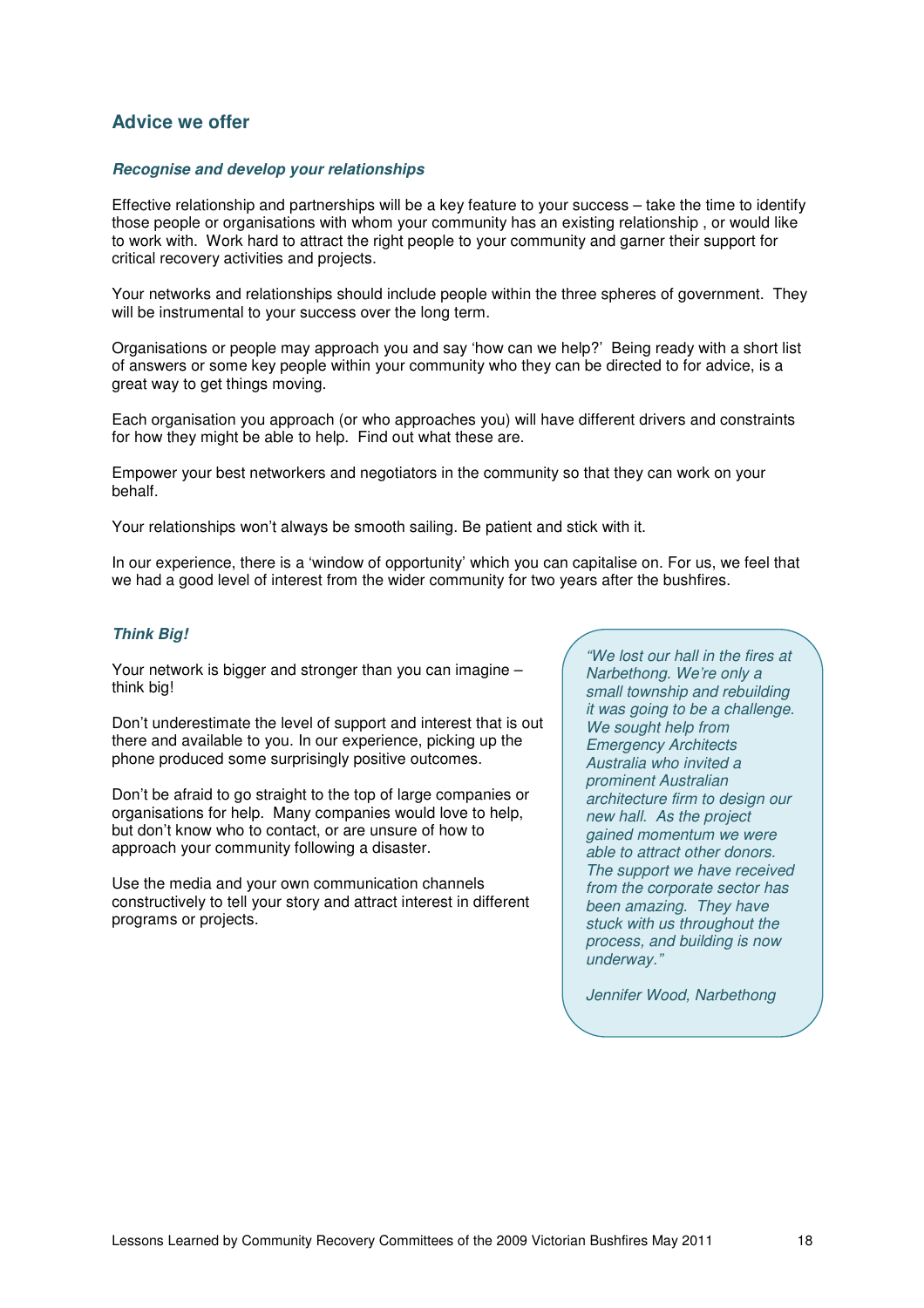## Advice we offer

### *Recognise and develop your relationships*

Effective relationship and partnerships will be a key feature to your success – take the time to identify those people or organisations with whom your community has an existing relationship , or would like to work with. Work hard to attract the right people to your community and garner their support for critical recovery activities and projects.

Your networks and relationships should include people within the three spheres of government. They will be instrumental to your success over the long term.

Organisations or people may approach you and say 'how can we help?' Being ready with a short list of answers or some key people within your community who they can be directed to for advice, is a great way to get things moving.

Each organisation you approach (or who approaches you) will have different drivers and constraints for how they might be able to help. Find out what these are.

Empower your best networkers and negotiators in the community so that they can work on your behalf.

Your relationships won't always be smooth sailing. Be patient and stick with it.

In our experience, there is a 'window of opportunity' which you can capitalise on. For us, we feel that we had a good level of interest from the wider community for two years after the bushfires.

### *Think Big!*

Your network is bigger and stronger than you can imagine – think big!

Don't underestimate the level of support and interest that is out there and available to you. In our experience, picking up the phone produced some surprisingly positive outcomes.

Don't be afraid to go straight to the top of large companies or organisations for help. Many companies would love to help, but don't know who to contact, or are unsure of how to approach your community following a disaster.

Use the media and your own communication channels constructively to tell your story and attract interest in different programs or projects.

> *"We lost our hall in the fires at Narbethong. We're only a small township and rebuilding it was going to be a challenge. We sought help from Emergency Architects Australia who invited a prominent Australian architecture firm to design our new hall. As the project gained momentum we were able to attract other donors. The support we have received from the corporate sector has been amazing. They have stuck with us throughout the process, and building is now underway."*
>
> *Jennifer Wood, Narbethong*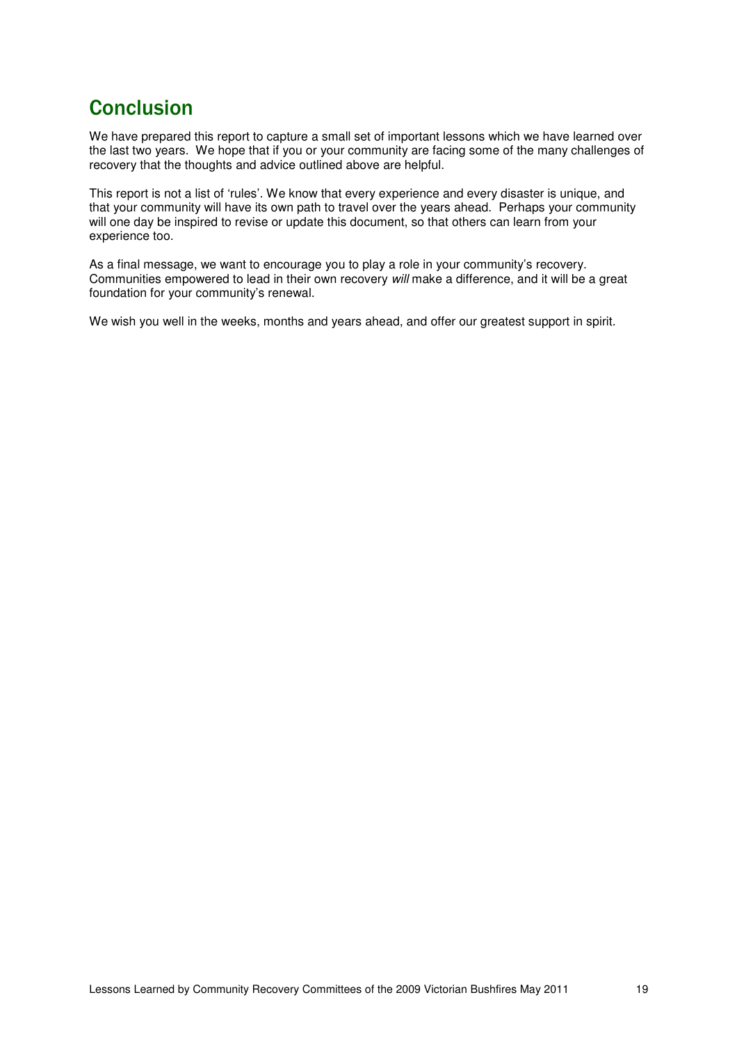## Conclusion

We have prepared this report to capture a small set of important lessons which we have learned over the last two years. We hope that if you or your community are facing some of the many challenges of recovery that the thoughts and advice outlined above are helpful.

This report is not a list of 'rules'. We know that every experience and every disaster is unique, and that your community will have its own path to travel over the years ahead. Perhaps your community will one day be inspired to revise or update this document, so that others can learn from your experience too.

As a final message, we want to encourage you to play a role in your community's recovery. Communities empowered to lead in their own recovery *will* make a difference, and it will be a great foundation for your community's renewal.

We wish you well in the weeks, months and years ahead, and offer our greatest support in spirit.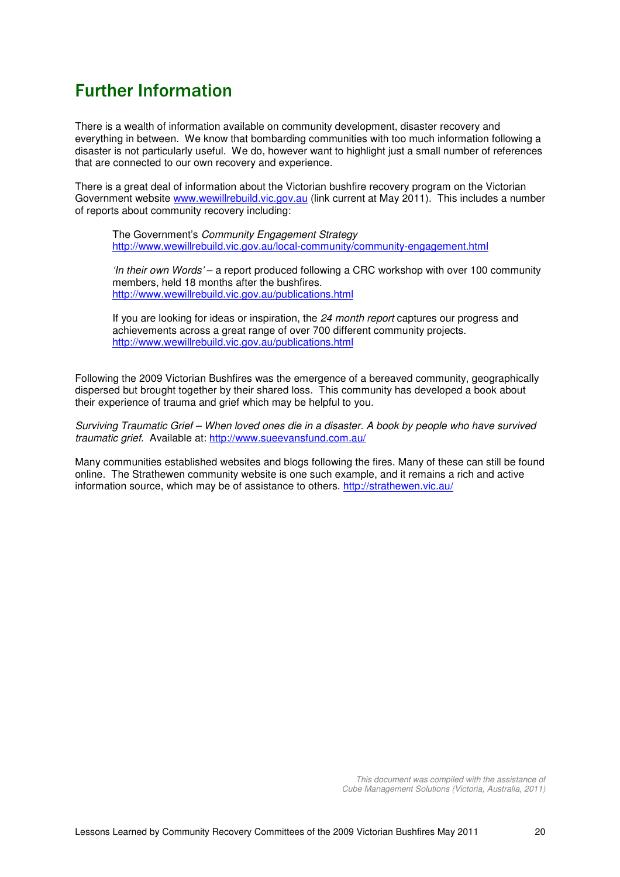# Further Information

There is a wealth of information available on community development, disaster recovery and everything in between. We know that bombarding communities with too much information following a disaster is not particularly useful. We do, however want to highlight just a small number of references that are connected to our own recovery and experience.

There is a great deal of information about the Victorian bushfire recovery program on the Victorian Government website www.wewillrebuild.vic.gov.au (link current at May 2011). This includes a number of reports about community recovery including:

> The Government's *Community Engagement Strategy*
> http://www.wewillrebuild.vic.gov.au/local-community/community-engagement.html
>
> *'In their own Words'* – a report produced following a CRC workshop with over 100 community members, held 18 months after the bushfires.
> http://www.wewillrebuild.vic.gov.au/publications.html
>
> If you are looking for ideas or inspiration, the *24 month report* captures our progress and achievements across a great range of over 700 different community projects.
> http://www.wewillrebuild.vic.gov.au/publications.html

Following the 2009 Victorian Bushfires was the emergence of a bereaved community, geographically dispersed but brought together by their shared loss. This community has developed a book about their experience of trauma and grief which may be helpful to you.

*Surviving Traumatic Grief – When loved ones die in a disaster. A book by people who have survived traumatic grief.* Available at: http://www.sueevansfund.com.au/

Many communities established websites and blogs following the fires. Many of these can still be found online. The Strathewen community website is one such example, and it remains a rich and active information source, which may be of assistance to others. http://strathewen.vic.au/

*This document was compiled with the assistance of Cube Management Solutions (Victoria, Australia, 2011)*